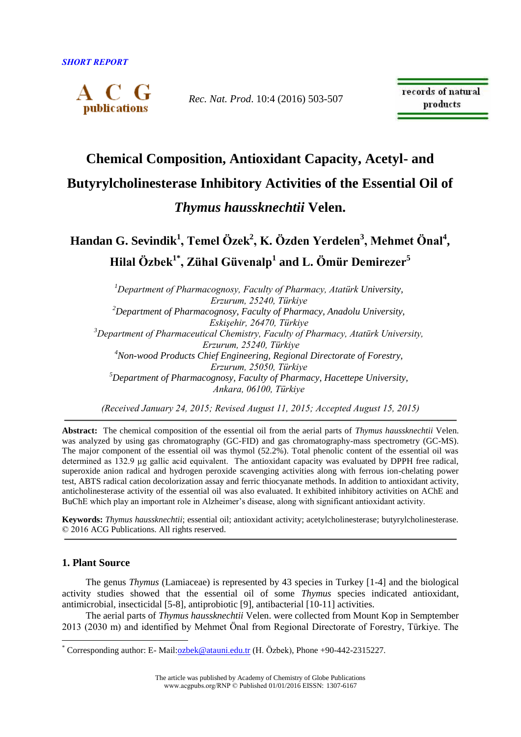*SHORT REPORT*

# Chemical Composition, Antioxidant Capacity, Acetyl- and Butyrylcholinesterase Inhibitory Activities of the Essential Oil of *Thymus haussknechtii* Velen.

**Handan G. Sevindik[1], Temel Özek[2], K. Özden Yerdelen[3], Mehmet Önal[4], Hilal Özbek[1*], Zühal Güvenalp[1] and L. Ömür Demirezer[5]**

*[1]Department of Pharmacognosy, Faculty of Pharmacy, Atatürk University, Erzurum, 25240, Türkiye*
*[2]Department of Pharmacognosy, Faculty of Pharmacy, Anadolu University, Eskişehir, 26470, Türkiye*
*[3]Department of Pharmaceutical Chemistry, Faculty of Pharmacy, Atatürk University, Erzurum, 25240, Türkiye*
*[4]Non-wood Products Chief Engineering, Regional Directorate of Forestry, Erzurum, 25050, Türkiye*
*[5]Department of Pharmacognosy, Faculty of Pharmacy, Hacettepe University, Ankara, 06100, Türkiye*

*(Received January 24, 2015; Revised August 11, 2015; Accepted August 15, 2015)*

---

**Abstract:** The chemical composition of the essential oil from the aerial parts of *Thymus haussknechtii* Velen. was analyzed by using gas chromatography (GC-FID) and gas chromatography-mass spectrometry (GC-MS). The major component of the essential oil was thymol (52.2%). Total phenolic content of the essential oil was determined as 132.9 µg gallic acid equivalent. The antioxidant capacity was evaluated by DPPH free radical, superoxide anion radical and hydrogen peroxide scavenging activities along with ferrous ion-chelating power test, ABTS radical cation decolorization assay and ferric thiocyanate methods. In addition to antioxidant activity, anticholinesterase activity of the essential oil was also evaluated. It exhibited inhibitory activities on AChE and BuChE which play an important role in Alzheimer's disease, along with significant antioxidant activity.

**Keywords:** *Thymus haussknechtii*; essential oil; antioxidant activity; acetylcholinesterase; butyrylcholinesterase. © 2016 ACG Publications. All rights reserved.

---

## 1. Plant Source

The genus *Thymus* (Lamiaceae) is represented by 43 species in Turkey [1-4] and the biological activity studies showed that the essential oil of some *Thymus* species indicated antioxidant, antimicrobial, insecticidal [5-8], antiprobiotic [9], antibacterial [10-11] activities.

The aerial parts of *Thymus haussknechtii* Velen. were collected from Mount Kop in Semptember 2013 (2030 m) and identified by Mehmet Önal from Regional Directorate of Forestry, Türkiye. The

---

[*] Corresponding author: E- Mail:ozbek@atauni.edu.tr (H. Özbek), Phone +90-442-2315227.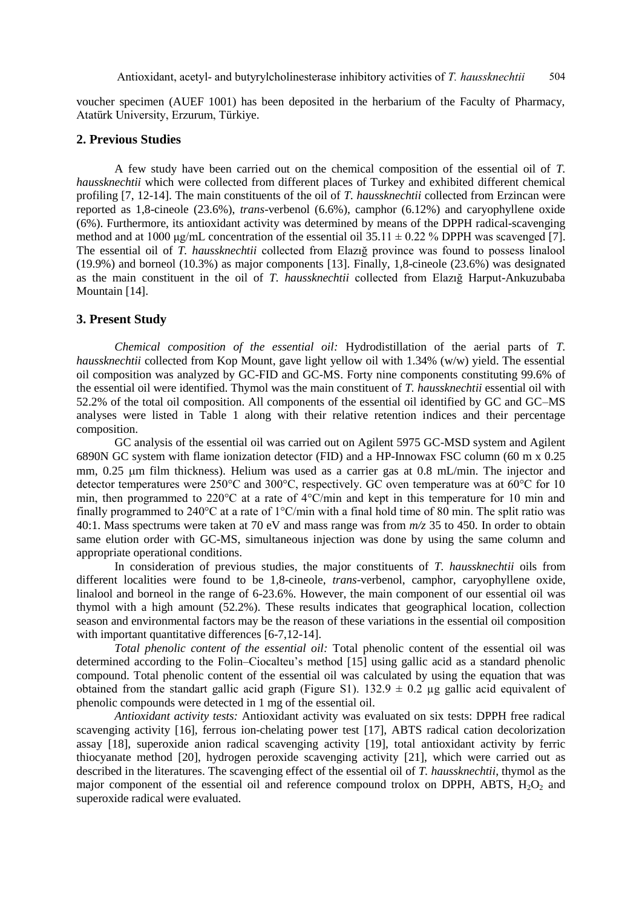voucher specimen (AUEF 1001) has been deposited in the herbarium of the Faculty of Pharmacy, Atatürk University, Erzurum, Türkiye.

## 2. Previous Studies

A few study have been carried out on the chemical composition of the essential oil of *T. haussknechtii* which were collected from different places of Turkey and exhibited different chemical profiling [7, 12-14]. The main constituents of the oil of *T. haussknechtii* collected from Erzincan were reported as 1,8-cineole (23.6%), *trans*-verbenol (6.6%), camphor (6.12%) and caryophyllene oxide (6%). Furthermore, its antioxidant activity was determined by means of the DPPH radical-scavenging method and at 1000 μg/mL concentration of the essential oil 35.11 ± 0.22 % DPPH was scavenged [7]. The essential oil of *T. haussknechtii* collected from Elazığ province was found to possess linalool (19.9%) and borneol (10.3%) as major components [13]. Finally, 1,8-cineole (23.6%) was designated as the main constituent in the oil of *T. haussknechtii* collected from Elazığ Harput-Ankuzubaba Mountain [14].

## 3. Present Study

*Chemical composition of the essential oil:* Hydrodistillation of the aerial parts of *T. haussknechtii* collected from Kop Mount, gave light yellow oil with 1.34% (w/w) yield. The essential oil composition was analyzed by GC-FID and GC-MS. Forty nine components constituting 99.6% of the essential oil were identified. Thymol was the main constituent of *T. haussknechtii* essential oil with 52.2% of the total oil composition. All components of the essential oil identified by GC and GC–MS analyses were listed in Table 1 along with their relative retention indices and their percentage composition.

GC analysis of the essential oil was carried out on Agilent 5975 GC-MSD system and Agilent 6890N GC system with flame ionization detector (FID) and a HP-Innowax FSC column (60 m x 0.25 mm, 0.25 μm film thickness). Helium was used as a carrier gas at 0.8 mL/min. The injector and detector temperatures were 250°C and 300°C, respectively. GC oven temperature was at 60°C for 10 min, then programmed to 220°C at a rate of 4°C/min and kept in this temperature for 10 min and finally programmed to 240°C at a rate of 1°C/min with a final hold time of 80 min. The split ratio was 40:1. Mass spectrums were taken at 70 eV and mass range was from *m/z* 35 to 450. In order to obtain same elution order with GC-MS, simultaneous injection was done by using the same column and appropriate operational conditions.

In consideration of previous studies, the major constituents of *T. haussknechtii* oils from different localities were found to be 1,8-cineole, *trans*-verbenol, camphor, caryophyllene oxide, linalool and borneol in the range of 6-23.6%. However, the main component of our essential oil was thymol with a high amount (52.2%). These results indicates that geographical location, collection season and environmental factors may be the reason of these variations in the essential oil composition with important quantitative differences [6-7,12-14].

*Total phenolic content of the essential oil:* Total phenolic content of the essential oil was determined according to the Folin–Ciocalteu's method [15] using gallic acid as a standard phenolic compound. Total phenolic content of the essential oil was calculated by using the equation that was obtained from the standart gallic acid graph (Figure S1). 132.9 ± 0.2 μg gallic acid equivalent of phenolic compounds were detected in 1 mg of the essential oil.

*Antioxidant activity tests:* Antioxidant activity was evaluated on six tests: DPPH free radical scavenging activity [16], ferrous ion-chelating power test [17], ABTS radical cation decolorization assay [18], superoxide anion radical scavenging activity [19], total antioxidant activity by ferric thiocyanate method [20], hydrogen peroxide scavenging activity [21], which were carried out as described in the literatures. The scavenging effect of the essential oil of *T. haussknechtii*, thymol as the major component of the essential oil and reference compound trolox on DPPH, ABTS, $H_2O_2$ and superoxide radical were evaluated.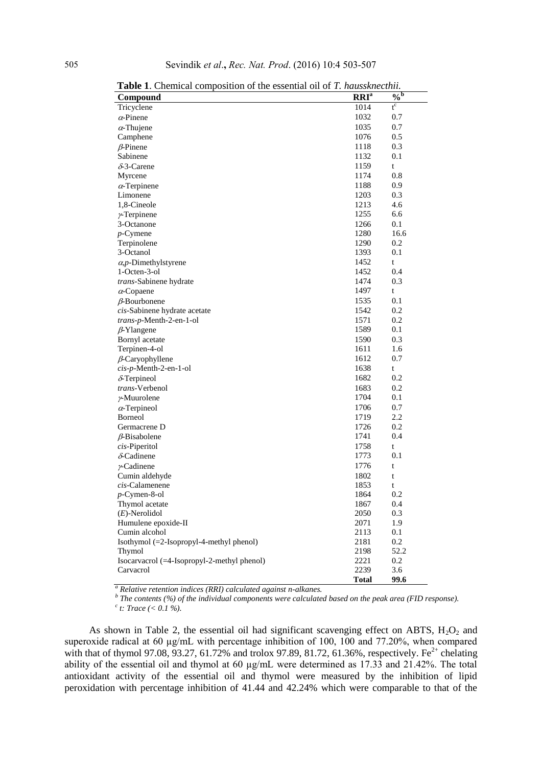**Table 1**. Chemical composition of the essential oil of *T. haussknecthii.*

| Compound | RRI[a] | %[b] |
|---|---|---|
| Tricyclene | 1014 | t[c] |
| $\alpha$-Pinene | 1032 | 0.7 |
| $\alpha$-Thujene | 1035 | 0.7 |
| Camphene | 1076 | 0.5 |
| $\beta$-Pinene | 1118 | 0.3 |
| Sabinene | 1132 | 0.1 |
| $\delta$-3-Carene | 1159 | t |
| Myrcene | 1174 | 0.8 |
| $\alpha$-Terpinene | 1188 | 0.9 |
| Limonene | 1203 | 0.3 |
| 1,8-Cineole | 1213 | 4.6 |
| $\gamma$-Terpinene | 1255 | 6.6 |
| 3-Octanone | 1266 | 0.1 |
| *p*-Cymene | 1280 | 16.6 |
| Terpinolene | 1290 | 0.2 |
| 3-Octanol | 1393 | 0.1 |
| $\alpha$,*p*-Dimethylstyrene | 1452 | t |
| 1-Octen-3-ol | 1452 | 0.4 |
| *trans*-Sabinene hydrate | 1474 | 0.3 |
| $\alpha$-Copaene | 1497 | t |
| $\beta$-Bourbonene | 1535 | 0.1 |
| *cis*-Sabinene hydrate acetate | 1542 | 0.2 |
| *trans*-*p*-Menth-2-en-1-ol | 1571 | 0.2 |
| $\beta$-Ylangene | 1589 | 0.1 |
| Bornyl acetate | 1590 | 0.3 |
| Terpinen-4-ol | 1611 | 1.6 |
| $\beta$-Caryophyllene | 1612 | 0.7 |
| *cis*-*p*-Menth-2-en-1-ol | 1638 | t |
| $\delta$-Terpineol | 1682 | 0.2 |
| *trans*-Verbenol | 1683 | 0.2 |
| $\gamma$-Muurolene | 1704 | 0.1 |
| $\alpha$-Terpineol | 1706 | 0.7 |
| Borneol | 1719 | 2.2 |
| Germacrene D | 1726 | 0.2 |
| $\beta$-Bisabolene | 1741 | 0.4 |
| *cis*-Piperitol | 1758 | t |
| $\delta$-Cadinene | 1773 | 0.1 |
| $\gamma$-Cadinene | 1776 | t |
| Cumin aldehyde | 1802 | t |
| *cis*-Calamenene | 1853 | t |
| *p*-Cymen-8-ol | 1864 | 0.2 |
| Thymol acetate | 1867 | 0.4 |
| (*E*)-Nerolidol | 2050 | 0.3 |
| Humulene epoxide-II | 2071 | 1.9 |
| Cumin alcohol | 2113 | 0.1 |
| Isothymol (=2-Isopropyl-4-methyl phenol) | 2181 | 0.2 |
| Thymol | 2198 | 52.2 |
| Isocarvacrol (=4-Isopropyl-2-methyl phenol) | 2221 | 0.2 |
| Carvacrol | 2239 | 3.6 |
| | **Total** | **99.6** |

[a] *Relative retention indices (RRI) calculated against n-alkanes.*
[b] *The contents (%) of the individual components were calculated based on the peak area (FID response).*
[c] *t: Trace (< 0.1 %).*

As shown in Table 2, the essential oil had significant scavenging effect on ABTS, $H_2O_2$ and superoxide radical at 60 µg/mL with percentage inhibition of 100, 100 and 77.20%, when compared with that of thymol 97.08, 93.27, 61.72% and trolox 97.89, 81.72, 61.36%, respectively. $Fe^{2+}$ chelating ability of the essential oil and thymol at 60 µg/mL were determined as 17.33 and 21.42%. The total antioxidant activity of the essential oil and thymol were measured by the inhibition of lipid peroxidation with percentage inhibition of 41.44 and 42.24% which were comparable to that of the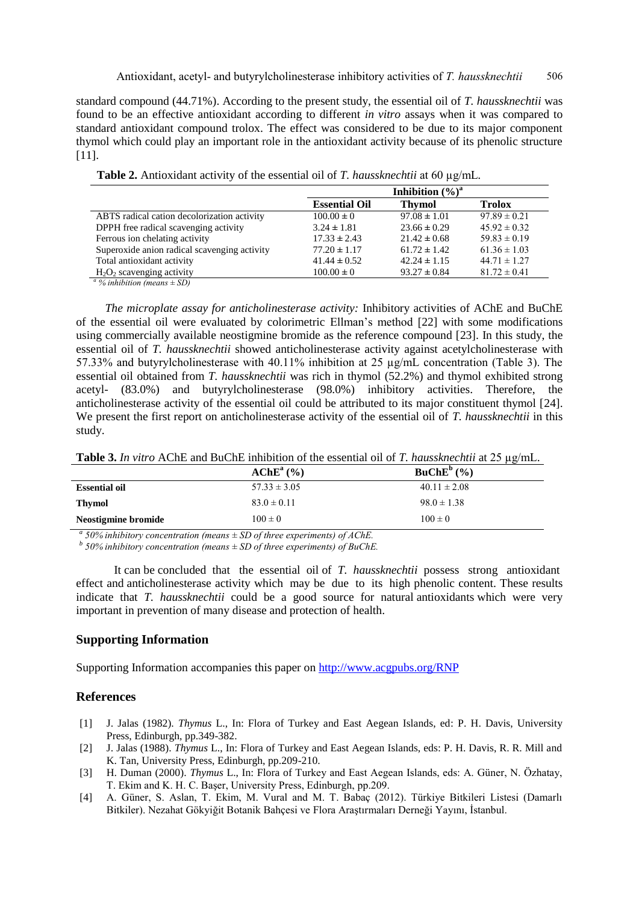standard compound (44.71%). According to the present study, the essential oil of *T. haussknechtii* was found to be an effective antioxidant according to different *in vitro* assays when it was compared to standard antioxidant compound trolox. The effect was considered to be due to its major component thymol which could play an important role in the antioxidant activity because of its phenolic structure [11].

**Table 2.** Antioxidant activity of the essential oil of *T. haussknechtii* at 60 µg/mL.

| | Inhibition (%)[a] | | |
|---|---|---|---|
| | **Essential Oil** | **Thymol** | **Trolox** |
| ABTS radical cation decolorization activity | 100.00 ± 0 | 97.08 ± 1.01 | 97.89 ± 0.21 |
| DPPH free radical scavenging activity | 3.24 ± 1.81 | 23.66 ± 0.29 | 45.92 ± 0.32 |
| Ferrous ion chelating activity | 17.33 ± 2.43 | 21.42 ± 0.68 | 59.83 ± 0.19 |
| Superoxide anion radical scavenging activity | 77.20 ± 1.17 | 61.72 ± 1.42 | 61.36 ± 1.03 |
| Total antioxidant activity | 41.44 ± 0.52 | 42.24 ± 1.15 | 44.71 ± 1.27 |
| $H_2O_2$ scavenging activity | 100.00 ± 0 | 93.27 ± 0.84 | 81.72 ± 0.41 |

[a] *% inhibition (means ± SD)*

*The microplate assay for anticholinesterase activity:* Inhibitory activities of AChE and BuChE of the essential oil were evaluated by colorimetric Ellman's method [22] with some modifications using commercially available neostigmine bromide as the reference compound [23]. In this study, the essential oil of *T. haussknechtii* showed anticholinesterase activity against acetylcholinesterase with 57.33% and butyrylcholinesterase with 40.11% inhibition at 25 µg/mL concentration (Table 3). The essential oil obtained from *T. haussknechtii* was rich in thymol (52.2%) and thymol exhibited strong acetyl- (83.0%) and butyrylcholinesterase (98.0%) inhibitory activities. Therefore, the anticholinesterase activity of the essential oil could be attributed to its major constituent thymol [24]. We present the first report on anticholinesterase activity of the essential oil of *T. haussknechtii* in this study.

**Table 3.** *In vitro* AChE and BuChE inhibition of the essential oil of *T. haussknechtii* at 25 µg/mL.

| | AChE[a] (%) | BuChE[b] (%) |
|---|---|---|
| **Essential oil** | 57.33 ± 3.05 | 40.11 ± 2.08 |
| **Thymol** | 83.0 ± 0.11 | 98.0 ± 1.38 |
| **Neostigmine bromide** | 100 ± 0 | 100 ± 0 |

[a] *50% inhibitory concentration (means ± SD of three experiments) of AChE.*
[b] *50% inhibitory concentration (means ± SD of three experiments) of BuChE.*

It can be concluded that the essential oil of *T. haussknechtii* possess strong antioxidant effect and anticholinesterase activity which may be due to its high phenolic content. These results indicate that *T. haussknechtii* could be a good source for natural antioxidants which were very important in prevention of many disease and protection of health.

## Supporting Information

Supporting Information accompanies this paper on http://www.acgpubs.org/RNP

## References

[1] J. Jalas (1982). *Thymus* L., In: Flora of Turkey and East Aegean Islands, ed: P. H. Davis, University Press, Edinburgh, pp.349-382.

[2] J. Jalas (1988). *Thymus* L., In: Flora of Turkey and East Aegean Islands, eds: P. H. Davis, R. R. Mill and K. Tan, University Press, Edinburgh, pp.209-210.

[3] H. Duman (2000). *Thymus* L., In: Flora of Turkey and East Aegean Islands, eds: A. Güner, N. Özhatay, T. Ekim and K. H. C. Başer, University Press, Edinburgh, pp.209.

[4] A. Güner, S. Aslan, T. Ekim, M. Vural and M. T. Babaç (2012). Türkiye Bitkileri Listesi (Damarlı Bitkiler). Nezahat Gökyiğit Botanik Bahçesi ve Flora Araştırmaları Derneği Yayını, İstanbul.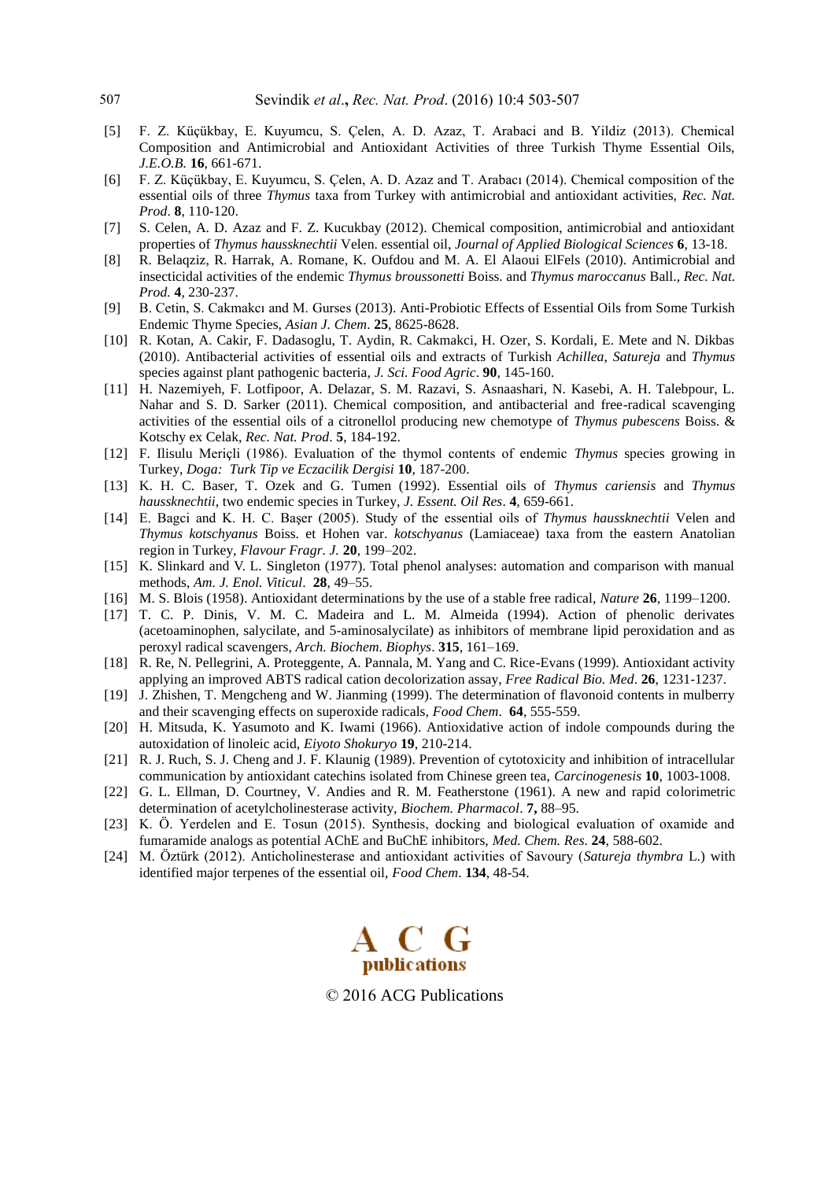[5] F. Z. Küçükbay, E. Kuyumcu, S. Çelen, A. D. Azaz, T. Arabaci and B. Yildiz (2013). Chemical Composition and Antimicrobial and Antioxidant Activities of three Turkish Thyme Essential Oils, *J.E.O.B.* **16**, 661-671.

[6] F. Z. Küçükbay, E. Kuyumcu, S. Çelen, A. D. Azaz and T. Arabacı (2014). Chemical composition of the essential oils of three *Thymus* taxa from Turkey with antimicrobial and antioxidant activities, *Rec. Nat. Prod*. **8**, 110-120.

[7] S. Celen, A. D. Azaz and F. Z. Kucukbay (2012). Chemical composition, antimicrobial and antioxidant properties of *Thymus haussknechtii* Velen. essential oil, *Journal of Applied Biological Sciences* **6**, 13-18.

[8] R. Belaqziz, R. Harrak, A. Romane, K. Oufdou and M. A. El Alaoui ElFels (2010). Antimicrobial and insecticidal activities of the endemic *Thymus broussonetti* Boiss. and *Thymus maroccanus* Ball., *Rec. Nat. Prod.* **4**, 230-237.

[9] B. Cetin, S. Cakmakcı and M. Gurses (2013). Anti-Probiotic Effects of Essential Oils from Some Turkish Endemic Thyme Species, *Asian J. Chem*. **25**, 8625-8628.

[10] R. Kotan, A. Cakir, F. Dadasoglu, T. Aydin, R. Cakmakci, H. Ozer, S. Kordali, E. Mete and N. Dikbas (2010). Antibacterial activities of essential oils and extracts of Turkish *Achillea*, *Satureja* and *Thymus* species against plant pathogenic bacteria, *J. Sci. Food Agric*. **90**, 145-160.

[11] H. Nazemiyeh, F. Lotfipoor, A. Delazar, S. M. Razavi, S. Asnaashari, N. Kasebi, A. H. Talebpour, L. Nahar and S. D. Sarker (2011). Chemical composition, and antibacterial and free-radical scavenging activities of the essential oils of a citronellol producing new chemotype of *Thymus pubescens* Boiss. & Kotschy ex Celak, *Rec. Nat. Prod*. **5**, 184-192.

[12] F. Ilisulu Meriçli (1986). Evaluation of the thymol contents of endemic *Thymus* species growing in Turkey, *Doga: Turk Tip ve Eczacilik Dergisi* **10**, 187-200.

[13] K. H. C. Baser, T. Ozek and G. Tumen (1992). Essential oils of *Thymus cariensis* and *Thymus haussknechtii*, two endemic species in Turkey, *J. Essent. Oil Res*. **4**, 659-661.

[14] E. Bagci and K. H. C. Başer (2005). Study of the essential oils of *Thymus haussknechtii* Velen and *Thymus kotschyanus* Boiss. et Hohen var. *kotschyanus* (Lamiaceae) taxa from the eastern Anatolian region in Turkey, *Flavour Fragr. J.* **20**, 199–202.

[15] K. Slinkard and V. L. Singleton (1977). Total phenol analyses: automation and comparison with manual methods, *Am. J. Enol. Viticul*. **28**, 49–55.

[16] M. S. Blois (1958). Antioxidant determinations by the use of a stable free radical, *Nature* **26**, 1199–1200.

[17] T. C. P. Dinis, V. M. C. Madeira and L. M. Almeida (1994). Action of phenolic derivates (acetoaminophen, salycilate, and 5-aminosalycilate) as inhibitors of membrane lipid peroxidation and as peroxyl radical scavengers, *Arch. Biochem. Biophys*. **315**, 161–169.

[18] R. Re, N. Pellegrini, A. Proteggente, A. Pannala, M. Yang and C. Rice-Evans (1999). Antioxidant activity applying an improved ABTS radical cation decolorization assay, *Free Radical Bio. Med*. **26**, 1231-1237.

[19] J. Zhishen, T. Mengcheng and W. Jianming (1999). The determination of flavonoid contents in mulberry and their scavenging effects on superoxide radicals, *Food Chem*. **64**, 555-559.

[20] H. Mitsuda, K. Yasumoto and K. Iwami (1966). Antioxidative action of indole compounds during the autoxidation of linoleic acid, *Eiyoto Shokuryo* **19**, 210-214.

[21] R. J. Ruch, S. J. Cheng and J. F. Klaunig (1989). Prevention of cytotoxicity and inhibition of intracellular communication by antioxidant catechins isolated from Chinese green tea, *Carcinogenesis* **10**, 1003-1008.

[22] G. L. Ellman, D. Courtney, V. Andies and R. M. Featherstone (1961). A new and rapid colorimetric determination of acetylcholinesterase activity, *Biochem. Pharmacol*. **7,** 88–95.

[23] K. Ö. Yerdelen and E. Tosun (2015). Synthesis, docking and biological evaluation of oxamide and fumaramide analogs as potential AChE and BuChE inhibitors, *Med. Chem. Res*. **24**, 588-602.

[24] M. Öztürk (2012). Anticholinesterase and antioxidant activities of Savoury (*Satureja thymbra* L.) with identified major terpenes of the essential oil, *Food Chem*. **134**, 48-54.

A C G
publications

© 2016 ACG Publications